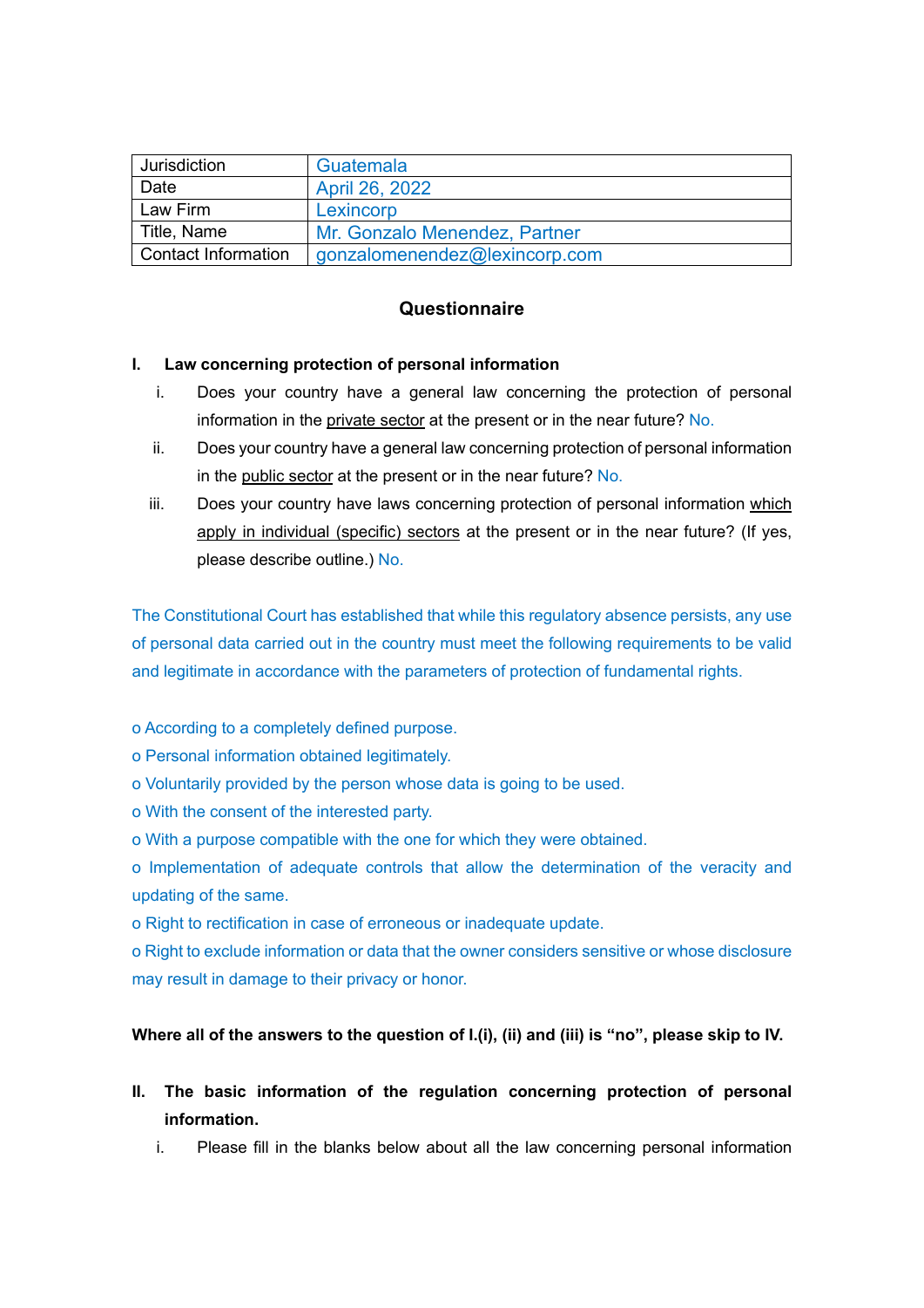| Jurisdiction | Guatemala |
| --- | --- |
| Date | April 26, 2022 |
| Law Firm | Lexincorp |
| Title, Name | Mr. Gonzalo Menendez, Partner |
| Contact Information | gonzalomenendez@lexincorp.com |

## Questionnaire

### I. Law concerning protection of personal information

i. Does your country have a general law concerning the protection of personal information in the private sector at the present or in the near future? No.

ii. Does your country have a general law concerning protection of personal information in the public sector at the present or in the near future? No.

iii. Does your country have laws concerning protection of personal information which apply in individual (specific) sectors at the present or in the near future? (If yes, please describe outline.) No.

The Constitutional Court has established that while this regulatory absence persists, any use of personal data carried out in the country must meet the following requirements to be valid and legitimate in accordance with the parameters of protection of fundamental rights.

- According to a completely defined purpose.
- Personal information obtained legitimately.
- Voluntarily provided by the person whose data is going to be used.
- With the consent of the interested party.
- With a purpose compatible with the one for which they were obtained.
- Implementation of adequate controls that allow the determination of the veracity and updating of the same.
- Right to rectification in case of erroneous or inadequate update.
- Right to exclude information or data that the owner considers sensitive or whose disclosure may result in damage to their privacy or honor.

**Where all of the answers to the question of I.(i), (ii) and (iii) is "no", please skip to IV.**

### II. The basic information of the regulation concerning protection of personal information.

i. Please fill in the blanks below about all the law concerning personal information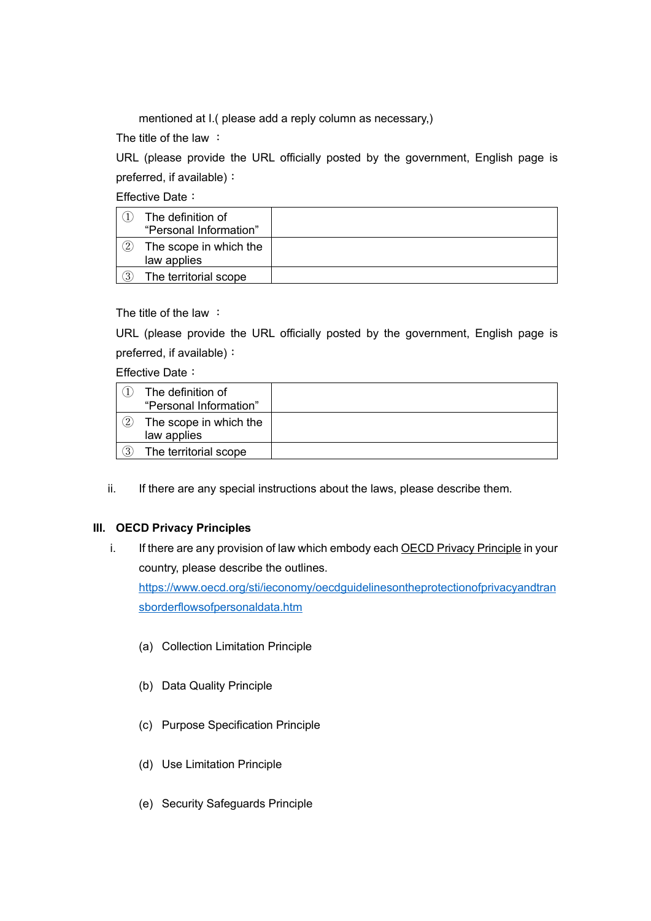mentioned at I.( please add a reply column as necessary,)

The title of the law ：

URL (please provide the URL officially posted by the government, English page is preferred, if available)：

Effective Date：

| | |
|---|---|
| ① The definition of “Personal Information” | |
| ② The scope in which the law applies | |
| ③ The territorial scope | |

The title of the law ：

URL (please provide the URL officially posted by the government, English page is preferred, if available)：

Effective Date：

| | |
|---|---|
| ① The definition of “Personal Information” | |
| ② The scope in which the law applies | |
| ③ The territorial scope | |

ii. If there are any special instructions about the laws, please describe them.

## III. OECD Privacy Principles

i. If there are any provision of law which embody each OECD Privacy Principle in your country, please describe the outlines.
https://www.oecd.org/sti/ieconomy/oecdguidelinesontheprotectionofprivacyandtransborderflowsofpersonaldata.htm

(a) Collection Limitation Principle

(b) Data Quality Principle

(c) Purpose Specification Principle

(d) Use Limitation Principle

(e) Security Safeguards Principle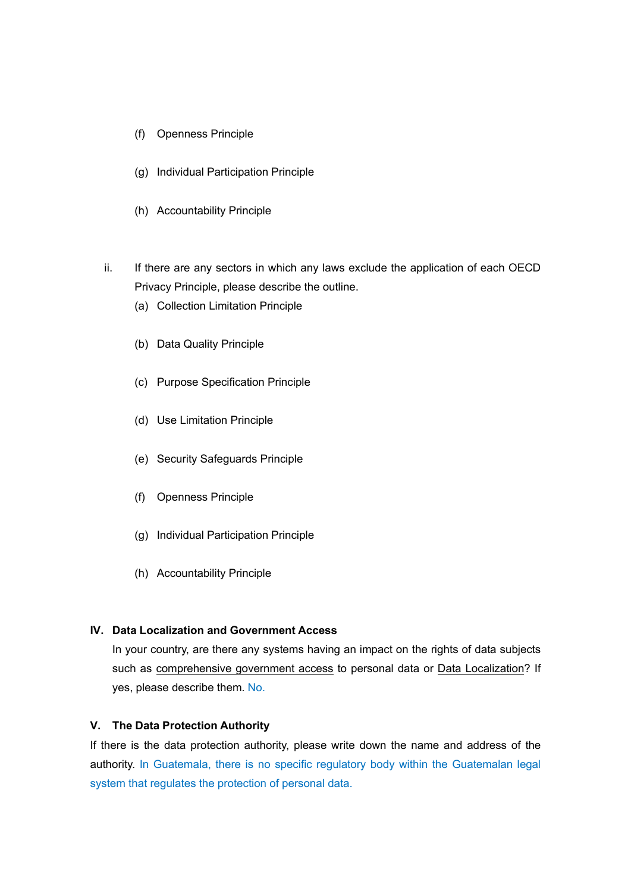(f) Openness Principle

(g) Individual Participation Principle

(h) Accountability Principle

ii. If there are any sectors in which any laws exclude the application of each OECD Privacy Principle, please describe the outline.

(a) Collection Limitation Principle

(b) Data Quality Principle

(c) Purpose Specification Principle

(d) Use Limitation Principle

(e) Security Safeguards Principle

(f) Openness Principle

(g) Individual Participation Principle

(h) Accountability Principle

## IV. Data Localization and Government Access

In your country, are there any systems having an impact on the rights of data subjects such as comprehensive government access to personal data or Data Localization? If yes, please describe them. No.

## V. The Data Protection Authority

If there is the data protection authority, please write down the name and address of the authority. In Guatemala, there is no specific regulatory body within the Guatemalan legal system that regulates the protection of personal data.